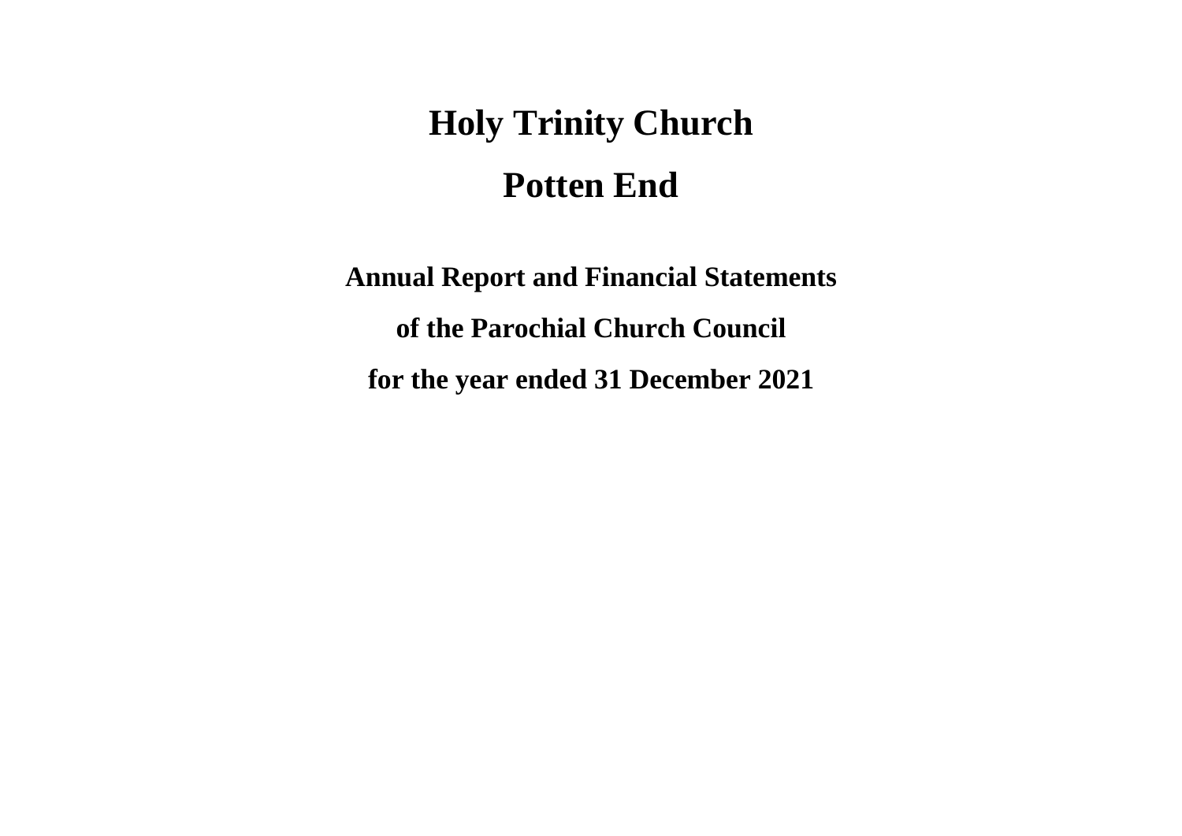# Holy Trinity Church

# Potten End

## Annual Report and Financial Statements

## of the Parochial Church Council

## for the year ended 31 December 2021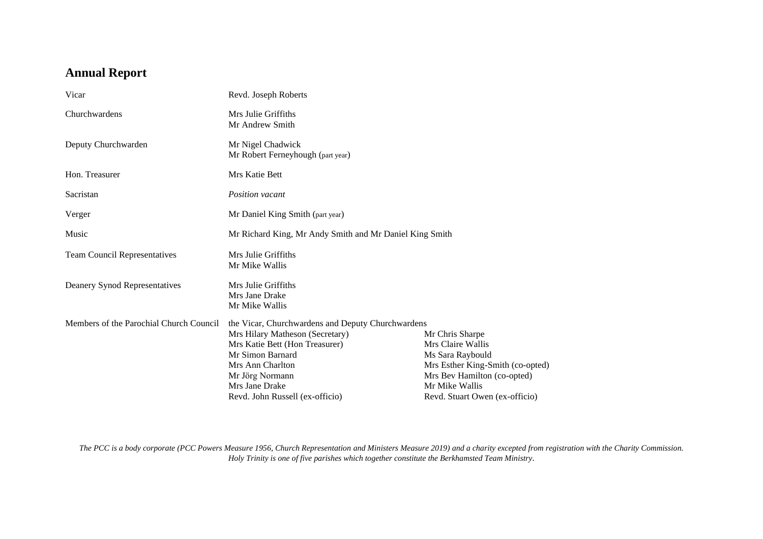# Annual Report

| | |
|---|---|
| Vicar | Revd. Joseph Roberts |
| Churchwardens | Mrs Julie Griffiths<br>Mr Andrew Smith |
| Deputy Churchwarden | Mr Nigel Chadwick<br>Mr Robert Ferneyhough (part year) |
| Hon. Treasurer | Mrs Katie Bett |
| Sacristan | *Position vacant* |
| Verger | Mr Daniel King Smith (part year) |
| Music | Mr Richard King, Mr Andy Smith and Mr Daniel King Smith |
| Team Council Representatives | Mrs Julie Griffiths<br>Mr Mike Wallis |
| Deanery Synod Representatives | Mrs Julie Griffiths<br>Mrs Jane Drake<br>Mr Mike Wallis |

**Members of the Parochial Church Council**

the Vicar, Churchwardens and Deputy Churchwardens

- Mrs Hilary Matheson (Secretary)
- Mrs Katie Bett (Hon Treasurer)
- Mr Simon Barnard
- Mrs Ann Charlton
- Mr Jörg Normann
- Mrs Jane Drake
- Revd. John Russell (ex-officio)
- Mr Chris Sharpe
- Mrs Claire Wallis
- Ms Sara Raybould
- Mrs Esther King-Smith (co-opted)
- Mrs Bev Hamilton (co-opted)
- Mr Mike Wallis
- Revd. Stuart Owen (ex-officio)

*The PCC is a body corporate (PCC Powers Measure 1956, Church Representation and Ministers Measure 2019) and a charity excepted from registration with the Charity Commission. Holy Trinity is one of five parishes which together constitute the Berkhamsted Team Ministry.*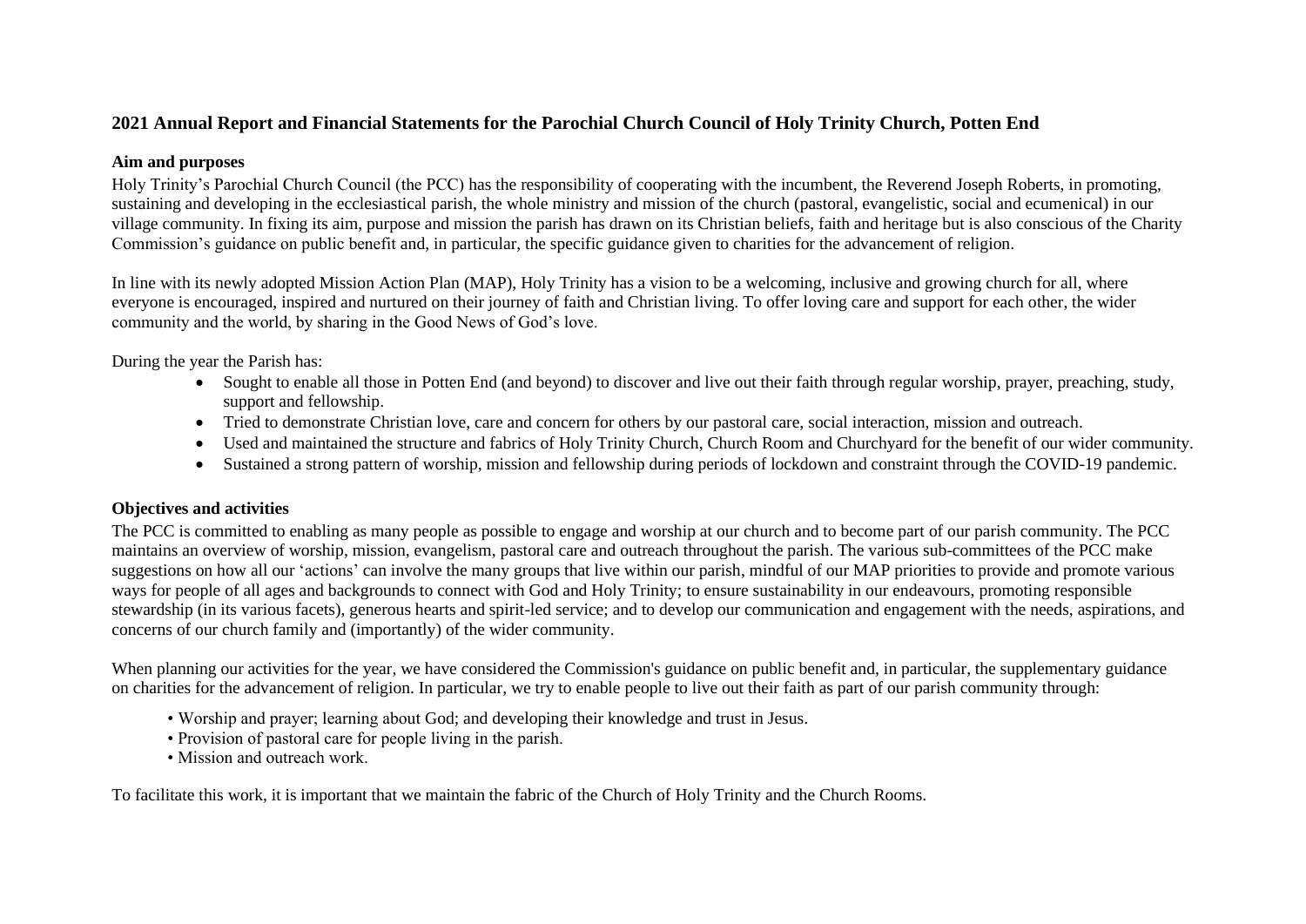# 2021 Annual Report and Financial Statements for the Parochial Church Council of Holy Trinity Church, Potten End

## Aim and purposes

Holy Trinity's Parochial Church Council (the PCC) has the responsibility of cooperating with the incumbent, the Reverend Joseph Roberts, in promoting, sustaining and developing in the ecclesiastical parish, the whole ministry and mission of the church (pastoral, evangelistic, social and ecumenical) in our village community. In fixing its aim, purpose and mission the parish has drawn on its Christian beliefs, faith and heritage but is also conscious of the Charity Commission's guidance on public benefit and, in particular, the specific guidance given to charities for the advancement of religion.

In line with its newly adopted Mission Action Plan (MAP), Holy Trinity has a vision to be a welcoming, inclusive and growing church for all, where everyone is encouraged, inspired and nurtured on their journey of faith and Christian living. To offer loving care and support for each other, the wider community and the world, by sharing in the Good News of God's love.

During the year the Parish has:

- Sought to enable all those in Potten End (and beyond) to discover and live out their faith through regular worship, prayer, preaching, study, support and fellowship.
- Tried to demonstrate Christian love, care and concern for others by our pastoral care, social interaction, mission and outreach.
- Used and maintained the structure and fabrics of Holy Trinity Church, Church Room and Churchyard for the benefit of our wider community.
- Sustained a strong pattern of worship, mission and fellowship during periods of lockdown and constraint through the COVID-19 pandemic.

## Objectives and activities

The PCC is committed to enabling as many people as possible to engage and worship at our church and to become part of our parish community. The PCC maintains an overview of worship, mission, evangelism, pastoral care and outreach throughout the parish. The various sub-committees of the PCC make suggestions on how all our 'actions' can involve the many groups that live within our parish, mindful of our MAP priorities to provide and promote various ways for people of all ages and backgrounds to connect with God and Holy Trinity; to ensure sustainability in our endeavours, promoting responsible stewardship (in its various facets), generous hearts and spirit-led service; and to develop our communication and engagement with the needs, aspirations, and concerns of our church family and (importantly) of the wider community.

When planning our activities for the year, we have considered the Commission's guidance on public benefit and, in particular, the supplementary guidance on charities for the advancement of religion. In particular, we try to enable people to live out their faith as part of our parish community through:

- Worship and prayer; learning about God; and developing their knowledge and trust in Jesus.
- Provision of pastoral care for people living in the parish.
- Mission and outreach work.

To facilitate this work, it is important that we maintain the fabric of the Church of Holy Trinity and the Church Rooms.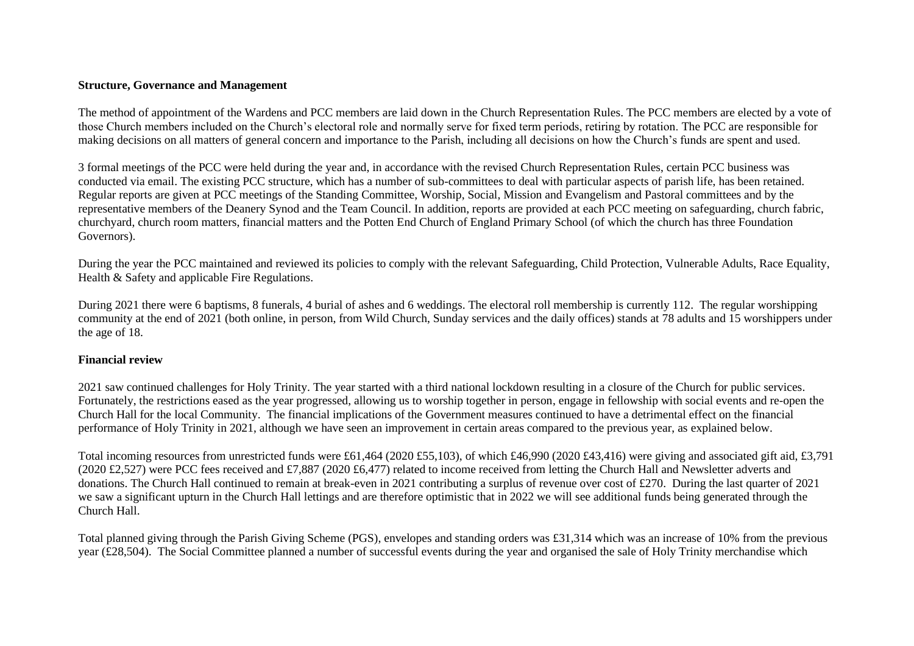**Structure, Governance and Management**

The method of appointment of the Wardens and PCC members are laid down in the Church Representation Rules. The PCC members are elected by a vote of those Church members included on the Church's electoral role and normally serve for fixed term periods, retiring by rotation. The PCC are responsible for making decisions on all matters of general concern and importance to the Parish, including all decisions on how the Church's funds are spent and used.

3 formal meetings of the PCC were held during the year and, in accordance with the revised Church Representation Rules, certain PCC business was conducted via email. The existing PCC structure, which has a number of sub-committees to deal with particular aspects of parish life, has been retained. Regular reports are given at PCC meetings of the Standing Committee, Worship, Social, Mission and Evangelism and Pastoral committees and by the representative members of the Deanery Synod and the Team Council. In addition, reports are provided at each PCC meeting on safeguarding, church fabric, churchyard, church room matters, financial matters and the Potten End Church of England Primary School (of which the church has three Foundation Governors).

During the year the PCC maintained and reviewed its policies to comply with the relevant Safeguarding, Child Protection, Vulnerable Adults, Race Equality, Health & Safety and applicable Fire Regulations.

During 2021 there were 6 baptisms, 8 funerals, 4 burial of ashes and 6 weddings. The electoral roll membership is currently 112. The regular worshipping community at the end of 2021 (both online, in person, from Wild Church, Sunday services and the daily offices) stands at 78 adults and 15 worshippers under the age of 18.

**Financial review**

2021 saw continued challenges for Holy Trinity. The year started with a third national lockdown resulting in a closure of the Church for public services. Fortunately, the restrictions eased as the year progressed, allowing us to worship together in person, engage in fellowship with social events and re-open the Church Hall for the local Community. The financial implications of the Government measures continued to have a detrimental effect on the financial performance of Holy Trinity in 2021, although we have seen an improvement in certain areas compared to the previous year, as explained below.

Total incoming resources from unrestricted funds were £61,464 (2020 £55,103), of which £46,990 (2020 £43,416) were giving and associated gift aid, £3,791 (2020 £2,527) were PCC fees received and £7,887 (2020 £6,477) related to income received from letting the Church Hall and Newsletter adverts and donations. The Church Hall continued to remain at break-even in 2021 contributing a surplus of revenue over cost of £270. During the last quarter of 2021 we saw a significant upturn in the Church Hall lettings and are therefore optimistic that in 2022 we will see additional funds being generated through the Church Hall.

Total planned giving through the Parish Giving Scheme (PGS), envelopes and standing orders was £31,314 which was an increase of 10% from the previous year (£28,504). The Social Committee planned a number of successful events during the year and organised the sale of Holy Trinity merchandise which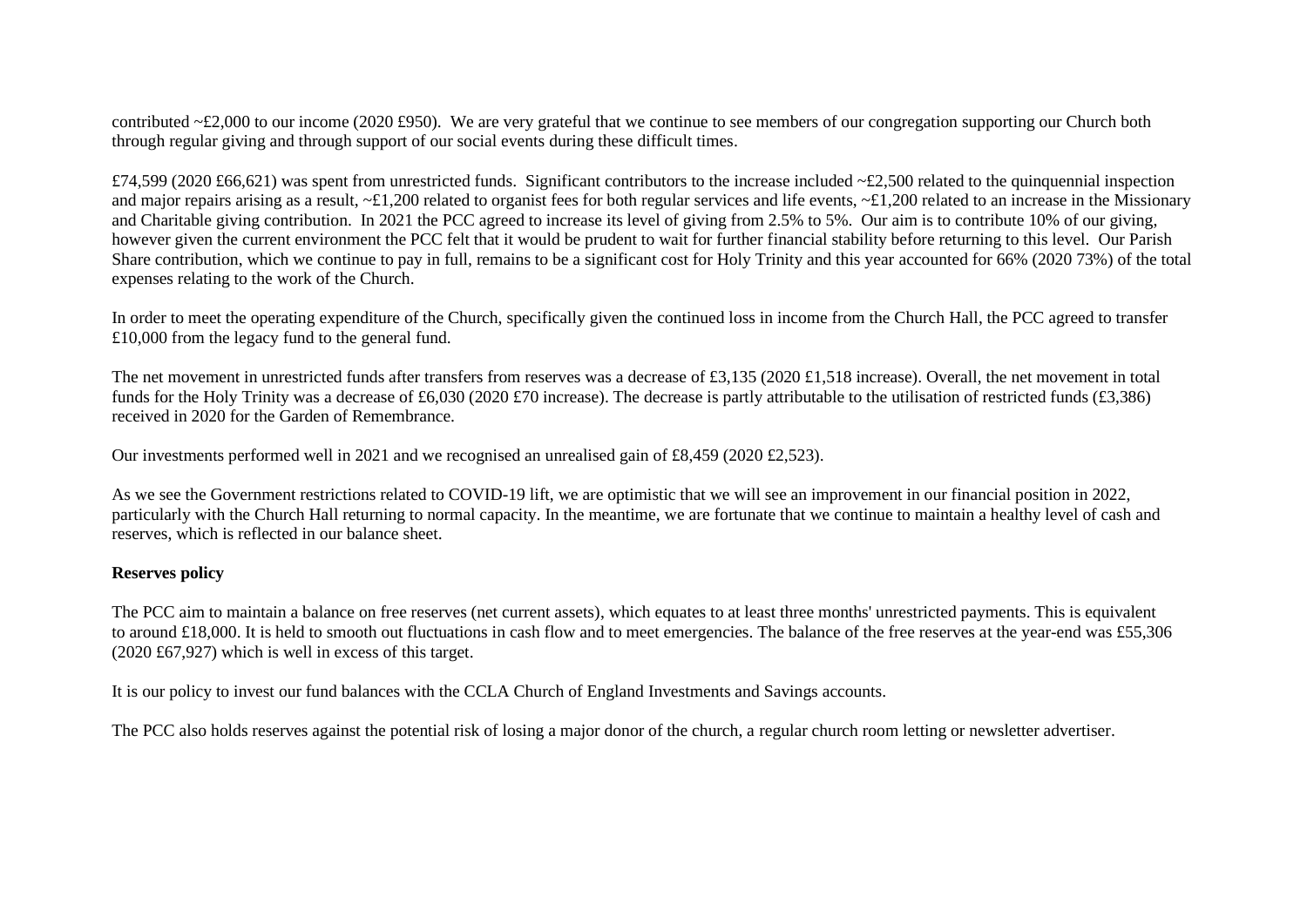contributed ~£2,000 to our income (2020 £950). We are very grateful that we continue to see members of our congregation supporting our Church both through regular giving and through support of our social events during these difficult times.

£74,599 (2020 £66,621) was spent from unrestricted funds. Significant contributors to the increase included ~£2,500 related to the quinquennial inspection and major repairs arising as a result, ~£1,200 related to organist fees for both regular services and life events, ~£1,200 related to an increase in the Missionary and Charitable giving contribution. In 2021 the PCC agreed to increase its level of giving from 2.5% to 5%. Our aim is to contribute 10% of our giving, however given the current environment the PCC felt that it would be prudent to wait for further financial stability before returning to this level. Our Parish Share contribution, which we continue to pay in full, remains to be a significant cost for Holy Trinity and this year accounted for 66% (2020 73%) of the total expenses relating to the work of the Church.

In order to meet the operating expenditure of the Church, specifically given the continued loss in income from the Church Hall, the PCC agreed to transfer £10,000 from the legacy fund to the general fund.

The net movement in unrestricted funds after transfers from reserves was a decrease of £3,135 (2020 £1,518 increase). Overall, the net movement in total funds for the Holy Trinity was a decrease of £6,030 (2020 £70 increase). The decrease is partly attributable to the utilisation of restricted funds (£3,386) received in 2020 for the Garden of Remembrance.

Our investments performed well in 2021 and we recognised an unrealised gain of £8,459 (2020 £2,523).

As we see the Government restrictions related to COVID-19 lift, we are optimistic that we will see an improvement in our financial position in 2022, particularly with the Church Hall returning to normal capacity. In the meantime, we are fortunate that we continue to maintain a healthy level of cash and reserves, which is reflected in our balance sheet.

**Reserves policy**

The PCC aim to maintain a balance on free reserves (net current assets), which equates to at least three months' unrestricted payments. This is equivalent to around £18,000. It is held to smooth out fluctuations in cash flow and to meet emergencies. The balance of the free reserves at the year-end was £55,306 (2020 £67,927) which is well in excess of this target.

It is our policy to invest our fund balances with the CCLA Church of England Investments and Savings accounts.

The PCC also holds reserves against the potential risk of losing a major donor of the church, a regular church room letting or newsletter advertiser.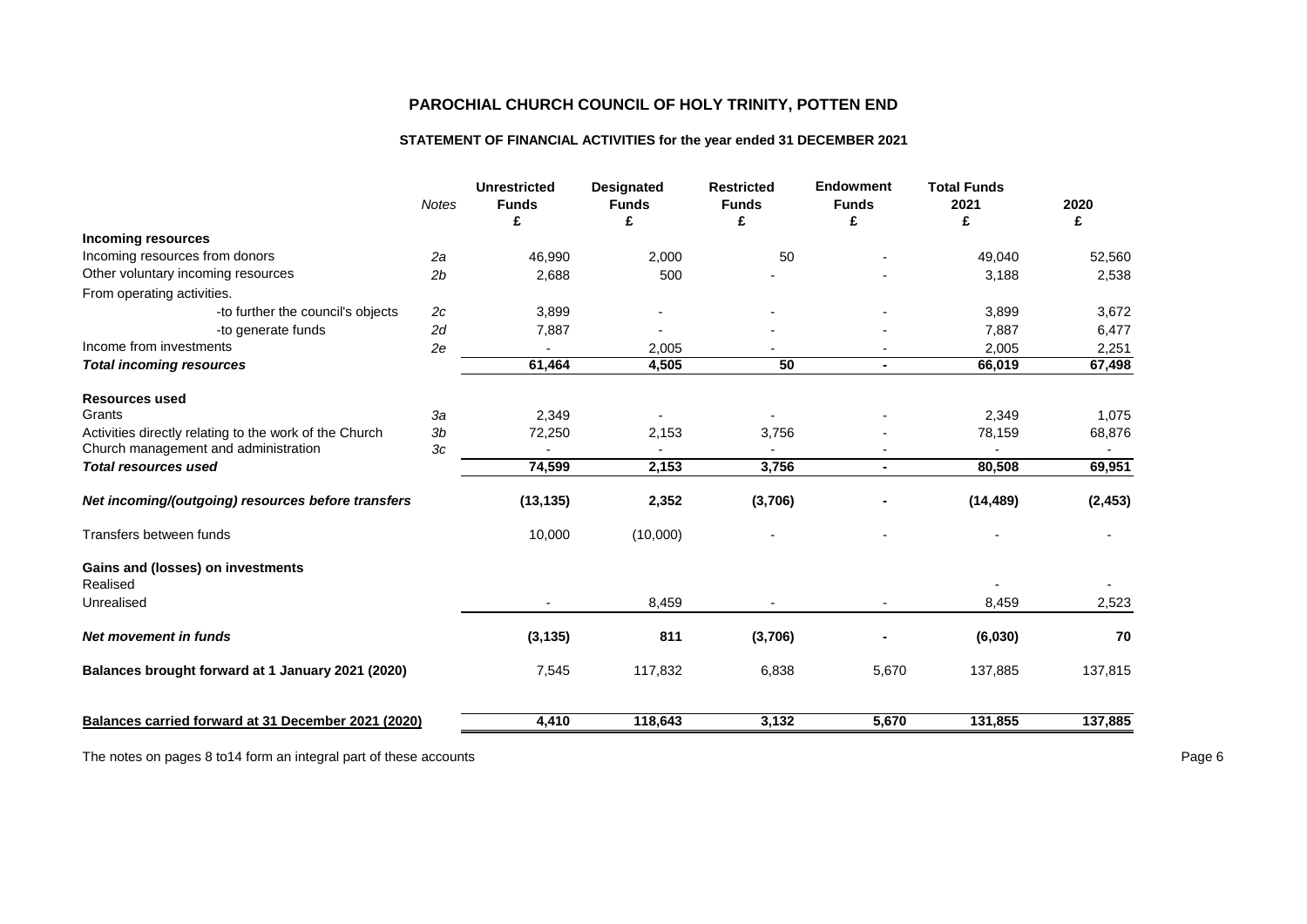# PAROCHIAL CHURCH COUNCIL OF HOLY TRINITY, POTTEN END

## STATEMENT OF FINANCIAL ACTIVITIES for the year ended 31 DECEMBER 2021

| | Notes | Unrestricted Funds £ | Designated Funds £ | Restricted Funds £ | Endowment Funds £ | Total Funds 2021 £ | 2020 £ |
|---|---|---|---|---|---|---|---|
| **Incoming resources** | | | | | | | |
| Incoming resources from donors | 2a | 46,990 | 2,000 | 50 | - | 49,040 | 52,560 |
| Other voluntary incoming resources | 2b | 2,688 | 500 | - | - | 3,188 | 2,538 |
| From operating activities. | | | | | | | |
| -to further the council's objects | 2c | 3,899 | - | - | - | 3,899 | 3,672 |
| -to generate funds | 2d | 7,887 | - | - | - | 7,887 | 6,477 |
| Income from investments | 2e | - | 2,005 | - | - | 2,005 | 2,251 |
| ***Total incoming resources*** | | **61,464** | **4,505** | **50** | **-** | **66,019** | **67,498** |
| **Resources used** | | | | | | | |
| Grants | 3a | 2,349 | - | - | - | 2,349 | 1,075 |
| Activities directly relating to the work of the Church | 3b | 72,250 | 2,153 | 3,756 | - | 78,159 | 68,876 |
| Church management and administration | 3c | - | - | - | - | - | - |
| ***Total resources used*** | | **74,599** | **2,153** | **3,756** | **-** | **80,508** | **69,951** |
| ***Net incoming/(outgoing) resources before transfers*** | | **(13,135)** | **2,352** | **(3,706)** | **-** | **(14,489)** | **(2,453)** |
| Transfers between funds | | 10,000 | (10,000) | - | - | - | - |
| **Gains and (losses) on investments** | | | | | | | |
| Realised | | | | | | - | - |
| Unrealised | | - | 8,459 | - | - | 8,459 | 2,523 |
| ***Net movement in funds*** | | **(3,135)** | **811** | **(3,706)** | **-** | **(6,030)** | **70** |
| **Balances brought forward at 1 January 2021 (2020)** | | 7,545 | 117,832 | 6,838 | 5,670 | 137,885 | 137,815 |
| **Balances carried forward at 31 December 2021 (2020)** | | **4,410** | **118,643** | **3,132** | **5,670** | **131,855** | **137,885** |

The notes on pages 8 to14 form an integral part of these accounts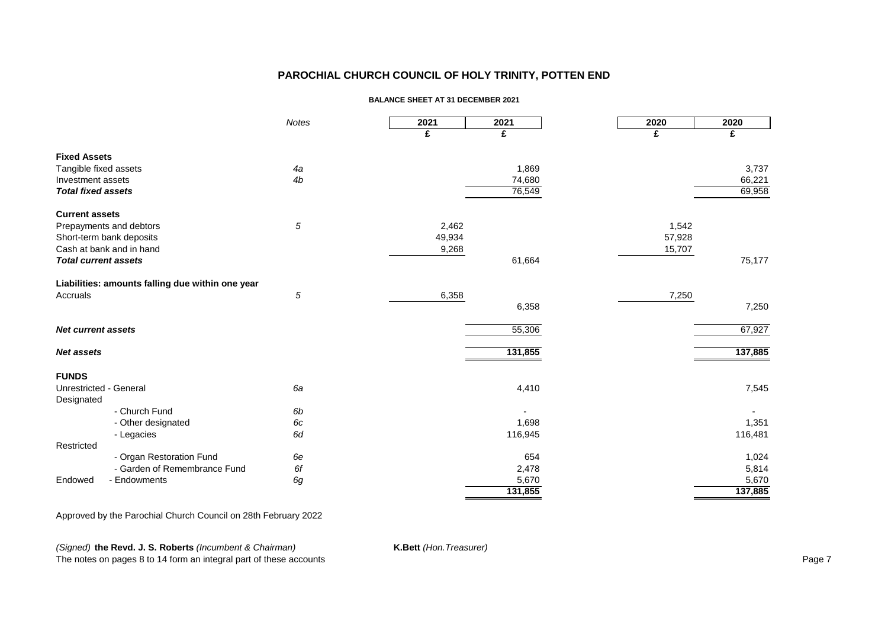# PAROCHIAL CHURCH COUNCIL OF HOLY TRINITY, POTTEN END

## BALANCE SHEET AT 31 DECEMBER 2021

| | *Notes* | 2021 | 2021 | 2020 | 2020 |
|---|---|---|---|---|---|
| | | £ | £ | £ | £ |
| **Fixed Assets** | | | | | |
| Tangible fixed assets | *4a* | | 1,869 | | 3,737 |
| Investment assets | *4b* | | 74,680 | | 66,221 |
| ***Total fixed assets*** | | | 76,549 | | 69,958 |
| **Current assets** | | | | | |
| Prepayments and debtors | *5* | 2,462 | | 1,542 | |
| Short-term bank deposits | | 49,934 | | 57,928 | |
| Cash at bank and in hand | | 9,268 | | 15,707 | |
| ***Total current assets*** | | | 61,664 | | 75,177 |
| **Liabilities: amounts falling due within one year** | | | | | |
| Accruals | *5* | 6,358 | | 7,250 | |
| | | | 6,358 | | 7,250 |
| ***Net current assets*** | | | 55,306 | | 67,927 |
| ***Net assets*** | | | **131,855** | | **137,885** |
| **FUNDS** | | | | | |
| Unrestricted - General | *6a* | | 4,410 | | 7,545 |
| Designated | | | | | |
| - Church Fund | *6b* | | - | | - |
| - Other designated | *6c* | | 1,698 | | 1,351 |
| - Legacies | *6d* | | 116,945 | | 116,481 |
| Restricted | | | | | |
| - Organ Restoration Fund | *6e* | | 654 | | 1,024 |
| - Garden of Remembrance Fund | *6f* | | 2,478 | | 5,814 |
| Endowed - Endowments | *6g* | | 5,670 | | 5,670 |
| | | | **131,855** | | **137,885** |

Approved by the Parochial Church Council on 28th February 2022

*(Signed)* **the Revd. J. S. Roberts** *(Incumbent & Chairman)* **K.Bett** *(Hon.Treasurer)*

The notes on pages 8 to 14 form an integral part of these accounts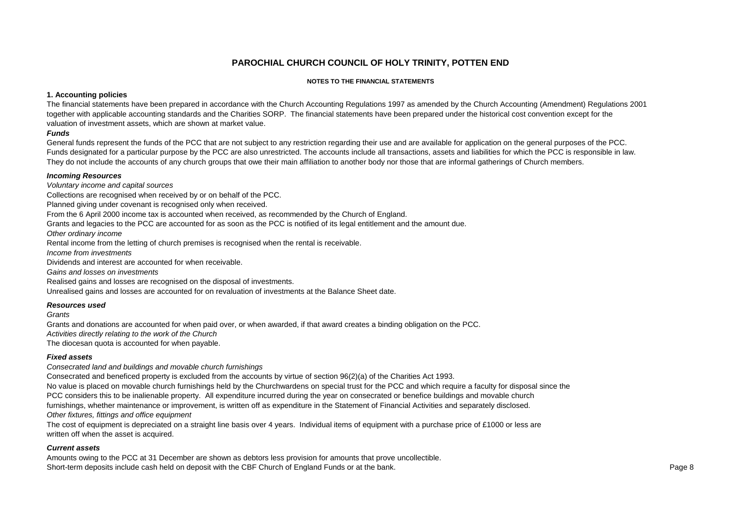# PAROCHIAL CHURCH COUNCIL OF HOLY TRINITY, POTTEN END

## NOTES TO THE FINANCIAL STATEMENTS

### 1. Accounting policies

The financial statements have been prepared in accordance with the Church Accounting Regulations 1997 as amended by the Church Accounting (Amendment) Regulations 2001 together with applicable accounting standards and the Charities SORP. The financial statements have been prepared under the historical cost convention except for the valuation of investment assets, which are shown at market value.

***Funds***

General funds represent the funds of the PCC that are not subject to any restriction regarding their use and are available for application on the general purposes of the PCC. Funds designated for a particular purpose by the PCC are also unrestricted. The accounts include all transactions, assets and liabilities for which the PCC is responsible in law. They do not include the accounts of any church groups that owe their main affiliation to another body nor those that are informal gatherings of Church members.

***Incoming Resources***

*Voluntary income and capital sources*

Collections are recognised when received by or on behalf of the PCC.

Planned giving under covenant is recognised only when received.

From the 6 April 2000 income tax is accounted when received, as recommended by the Church of England.

Grants and legacies to the PCC are accounted for as soon as the PCC is notified of its legal entitlement and the amount due.

*Other ordinary income*

Rental income from the letting of church premises is recognised when the rental is receivable.

*Income from investments*

Dividends and interest are accounted for when receivable.

*Gains and losses on investments*

Realised gains and losses are recognised on the disposal of investments.

Unrealised gains and losses are accounted for on revaluation of investments at the Balance Sheet date.

***Resources used***

*Grants*

Grants and donations are accounted for when paid over, or when awarded, if that award creates a binding obligation on the PCC.

*Activities directly relating to the work of the Church*

The diocesan quota is accounted for when payable.

***Fixed assets***

*Consecrated land and buildings and movable church furnishings*

Consecrated and beneficed property is excluded from the accounts by virtue of section 96(2)(a) of the Charities Act 1993.

No value is placed on movable church furnishings held by the Churchwardens on special trust for the PCC and which require a faculty for disposal since the PCC considers this to be inalienable property. All expenditure incurred during the year on consecrated or benefice buildings and movable church furnishings, whether maintenance or improvement, is written off as expenditure in the Statement of Financial Activities and separately disclosed.

*Other fixtures, fittings and office equipment*

The cost of equipment is depreciated on a straight line basis over 4 years. Individual items of equipment with a purchase price of £1000 or less are written off when the asset is acquired.

***Current assets***

Amounts owing to the PCC at 31 December are shown as debtors less provision for amounts that prove uncollectible.

Short-term deposits include cash held on deposit with the CBF Church of England Funds or at the bank.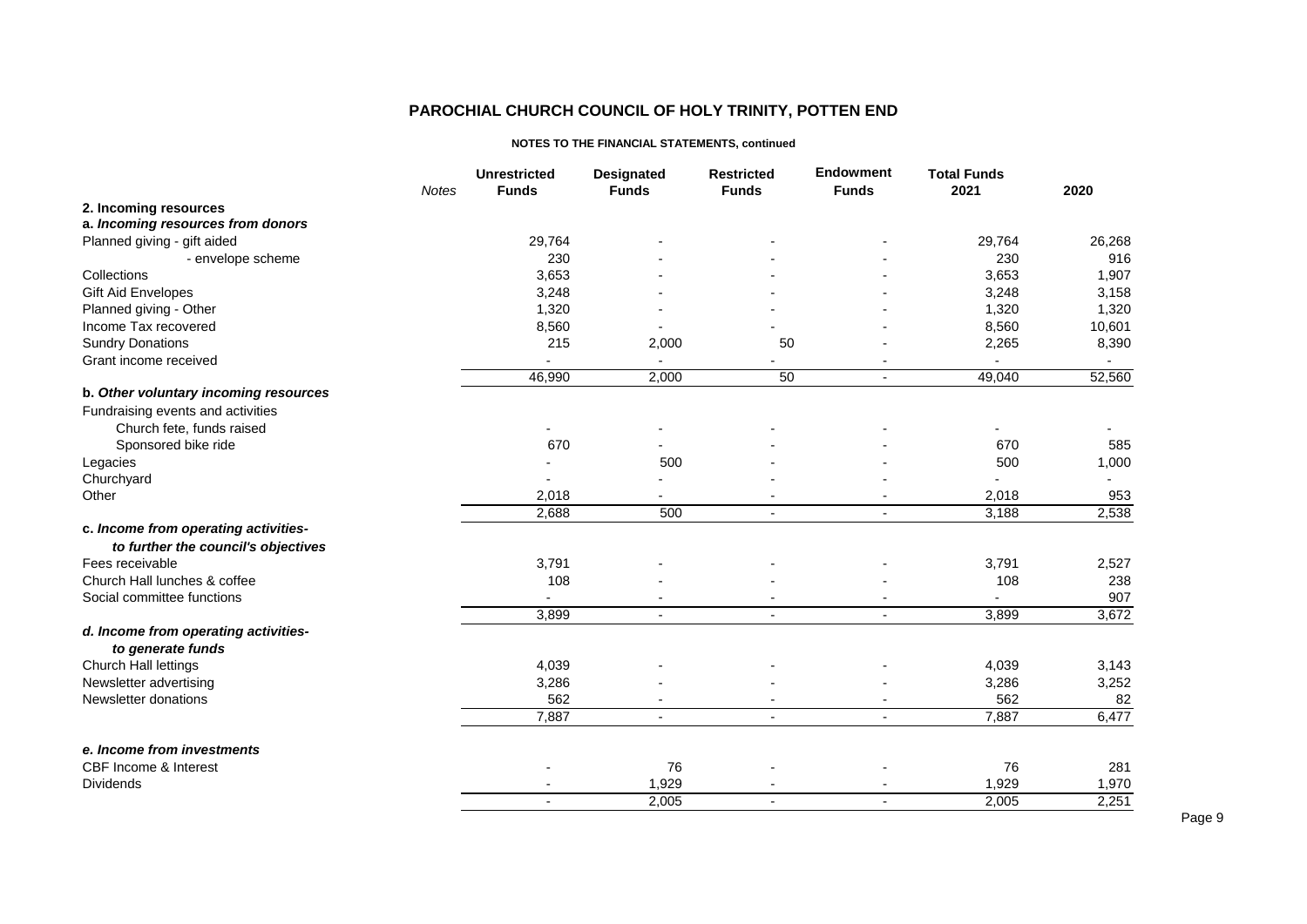# PAROCHIAL CHURCH COUNCIL OF HOLY TRINITY, POTTEN END

**NOTES TO THE FINANCIAL STATEMENTS, continued**

| | Notes | Unrestricted Funds | Designated Funds | Restricted Funds | Endowment Funds | Total Funds 2021 | 2020 |
|---|---|---|---|---|---|---|---|
| **2. Incoming resources** | | | | | | | |
| ***a. Incoming resources from donors*** | | | | | | | |
| Planned giving - gift aided | | 29,764 | - | - | - | 29,764 | 26,268 |
| - envelope scheme | | 230 | - | - | - | 230 | 916 |
| Collections | | 3,653 | - | - | - | 3,653 | 1,907 |
| Gift Aid Envelopes | | 3,248 | - | - | - | 3,248 | 3,158 |
| Planned giving - Other | | 1,320 | - | - | - | 1,320 | 1,320 |
| Income Tax recovered | | 8,560 | - | - | - | 8,560 | 10,601 |
| Sundry Donations | | 215 | 2,000 | 50 | - | 2,265 | 8,390 |
| Grant income received | | - | - | - | - | - | - |
| | | 46,990 | 2,000 | 50 | - | 49,040 | 52,560 |
| **b. *Other voluntary incoming resources*** | | | | | | | |
| Fundraising events and activities | | | | | | | |
| Church fete, funds raised | | - | - | - | - | - | - |
| Sponsored bike ride | | 670 | - | - | - | 670 | 585 |
| Legacies | | - | 500 | - | - | 500 | 1,000 |
| Churchyard | | - | - | - | - | - | - |
| Other | | 2,018 | - | - | - | 2,018 | 953 |
| | | 2,688 | 500 | - | - | 3,188 | 2,538 |
| **c. *Income from operating activities- to further the council's objectives*** | | | | | | | |
| Fees receivable | | 3,791 | - | - | - | 3,791 | 2,527 |
| Church Hall lunches & coffee | | 108 | - | - | - | 108 | 238 |
| Social committee functions | | - | - | - | - | - | 907 |
| | | 3,899 | - | - | - | 3,899 | 3,672 |
| ***d. Income from operating activities- to generate funds*** | | | | | | | |
| Church Hall lettings | | 4,039 | - | - | - | 4,039 | 3,143 |
| Newsletter advertising | | 3,286 | - | - | - | 3,286 | 3,252 |
| Newsletter donations | | 562 | - | - | - | 562 | 82 |
| | | 7,887 | - | - | - | 7,887 | 6,477 |
| ***e. Income from investments*** | | | | | | | |
| CBF Income & Interest | | - | 76 | - | - | 76 | 281 |
| Dividends | | - | 1,929 | - | - | 1,929 | 1,970 |
| | | - | 2,005 | - | - | 2,005 | 2,251 |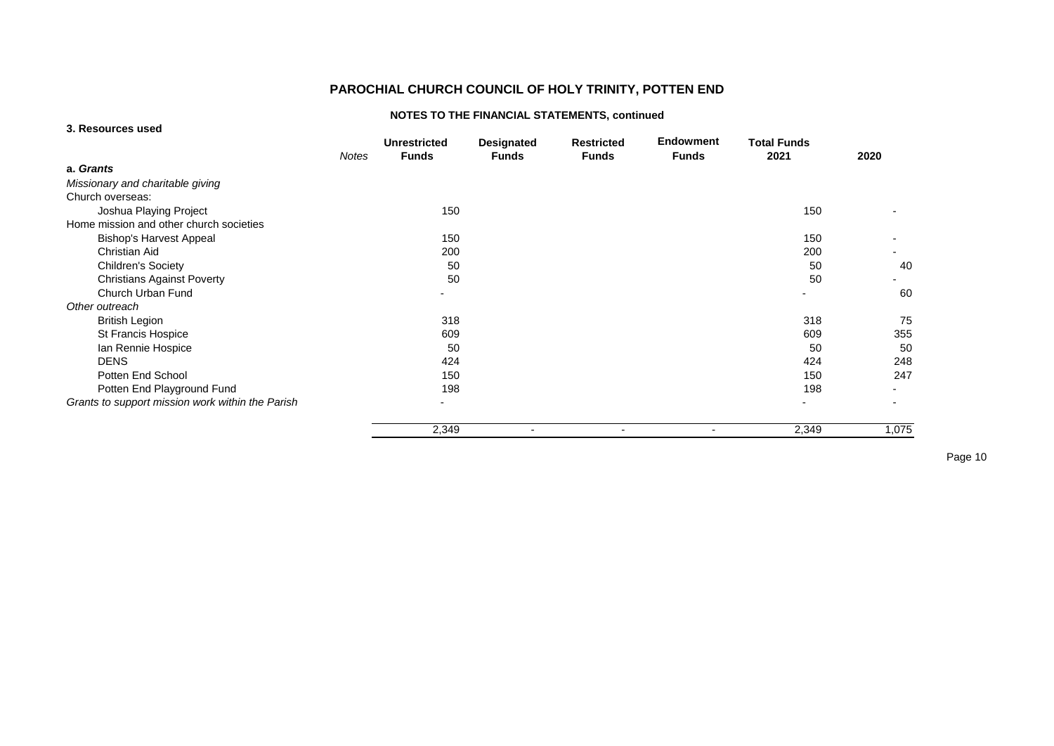# PAROCHIAL CHURCH COUNCIL OF HOLY TRINITY, POTTEN END

## NOTES TO THE FINANCIAL STATEMENTS, continued

### 3. Resources used

| | *Notes* | Unrestricted Funds | Designated Funds | Restricted Funds | Endowment Funds | Total Funds 2021 | 2020 |
|---|---|---|---|---|---|---|---|
| **a. *Grants*** | | | | | | | |
| *Missionary and charitable giving* | | | | | | | |
| Church overseas: | | | | | | | |
| Joshua Playing Project | | 150 | | | | 150 | - |
| Home mission and other church societies | | | | | | | |
| Bishop's Harvest Appeal | | 150 | | | | 150 | - |
| Christian Aid | | 200 | | | | 200 | - |
| Children's Society | | 50 | | | | 50 | 40 |
| Christians Against Poverty | | 50 | | | | 50 | - |
| Church Urban Fund | | - | | | | - | 60 |
| *Other outreach* | | | | | | | |
| British Legion | | 318 | | | | 318 | 75 |
| St Francis Hospice | | 609 | | | | 609 | 355 |
| Ian Rennie Hospice | | 50 | | | | 50 | 50 |
| DENS | | 424 | | | | 424 | 248 |
| Potten End School | | 150 | | | | 150 | 247 |
| Potten End Playground Fund | | 198 | | | | 198 | - |
| *Grants to support mission work within the Parish* | | - | | | | - | - |
| | | 2,349 | - | - | - | 2,349 | 1,075 |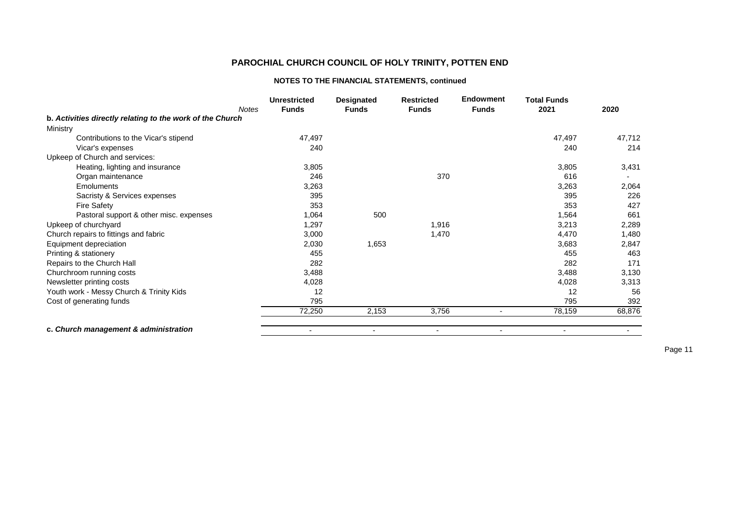## PAROCHIAL CHURCH COUNCIL OF HOLY TRINITY, POTTEN END

### NOTES TO THE FINANCIAL STATEMENTS, continued

| | Notes | Unrestricted Funds | Designated Funds | Restricted Funds | Endowment Funds | Total Funds 2021 | 2020 |
|---|---|---|---|---|---|---|---|
| ***b. Activities directly relating to the work of the Church*** | | | | | | | |
| Ministry | | | | | | | |
| Contributions to the Vicar's stipend | | 47,497 | | | | 47,497 | 47,712 |
| Vicar's expenses | | 240 | | | | 240 | 214 |
| Upkeep of Church and services: | | | | | | | |
| Heating, lighting and insurance | | 3,805 | | | | 3,805 | 3,431 |
| Organ maintenance | | 246 | | 370 | | 616 | - |
| Emoluments | | 3,263 | | | | 3,263 | 2,064 |
| Sacristy & Services expenses | | 395 | | | | 395 | 226 |
| Fire Safety | | 353 | | | | 353 | 427 |
| Pastoral support & other misc. expenses | | 1,064 | 500 | | | 1,564 | 661 |
| Upkeep of churchyard | | 1,297 | | 1,916 | | 3,213 | 2,289 |
| Church repairs to fittings and fabric | | 3,000 | | 1,470 | | 4,470 | 1,480 |
| Equipment depreciation | | 2,030 | 1,653 | | | 3,683 | 2,847 |
| Printing & stationery | | 455 | | | | 455 | 463 |
| Repairs to the Church Hall | | 282 | | | | 282 | 171 |
| Churchroom running costs | | 3,488 | | | | 3,488 | 3,130 |
| Newsletter printing costs | | 4,028 | | | | 4,028 | 3,313 |
| Youth work - Messy Church & Trinity Kids | | 12 | | | | 12 | 56 |
| Cost of generating funds | | 795 | | | | 795 | 392 |
| | | 72,250 | 2,153 | 3,756 | - | 78,159 | 68,876 |
| ***c. Church management & administration*** | | - | - | - | - | - | - |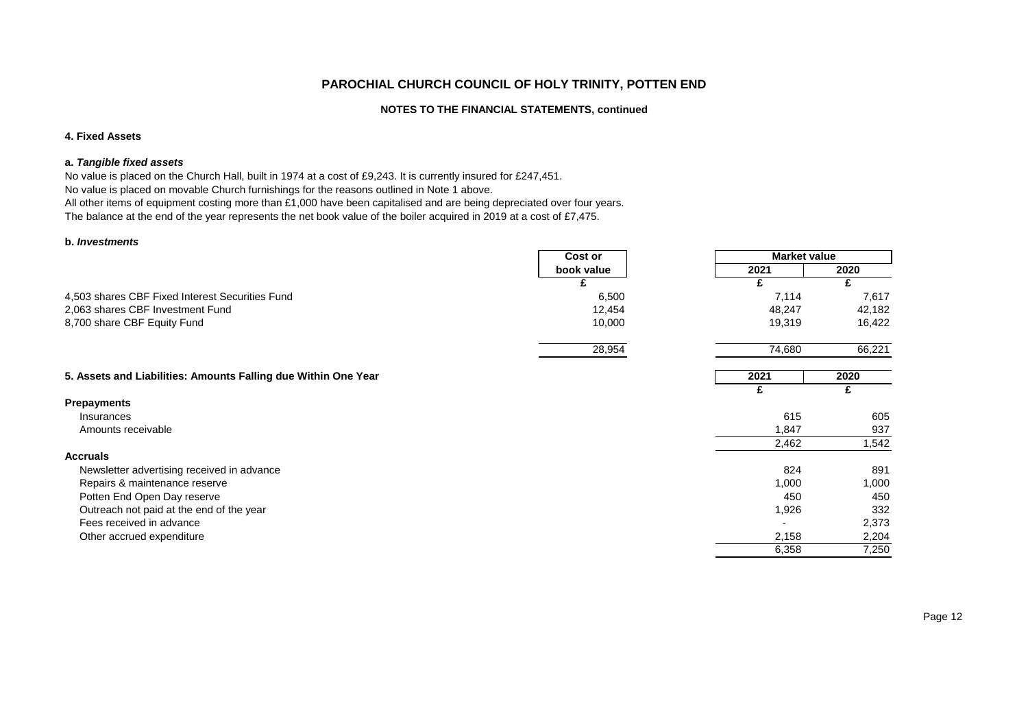# PAROCHIAL CHURCH COUNCIL OF HOLY TRINITY, POTTEN END

## NOTES TO THE FINANCIAL STATEMENTS, continued

### 4. Fixed Assets

#### a. *Tangible fixed assets*

No value is placed on the Church Hall, built in 1974 at a cost of £9,243. It is currently insured for £247,451.
No value is placed on movable Church furnishings for the reasons outlined in Note 1 above.
All other items of equipment costing more than £1,000 have been capitalised and are being depreciated over four years.
The balance at the end of the year represents the net book value of the boiler acquired in 2019 at a cost of £7,475.

#### b. *Investments*

| | Cost or book value | Market value 2021 | Market value 2020 |
|---|---|---|---|
| | £ | £ | £ |
| 4,503 shares CBF Fixed Interest Securities Fund | 6,500 | 7,114 | 7,617 |
| 2,063 shares CBF Investment Fund | 12,454 | 48,247 | 42,182 |
| 8,700 share CBF Equity Fund | 10,000 | 19,319 | 16,422 |
| | 28,954 | 74,680 | 66,221 |

### 5. Assets and Liabilities: Amounts Falling due Within One Year

| | 2021 | 2020 |
|---|---|---|
| | £ | £ |
| **Prepayments** | | |
| Insurances | 615 | 605 |
| Amounts receivable | 1,847 | 937 |
| | 2,462 | 1,542 |
| **Accruals** | | |
| Newsletter advertising received in advance | 824 | 891 |
| Repairs & maintenance reserve | 1,000 | 1,000 |
| Potten End Open Day reserve | 450 | 450 |
| Outreach not paid at the end of the year | 1,926 | 332 |
| Fees received in advance | - | 2,373 |
| Other accrued expenditure | 2,158 | 2,204 |
| | 6,358 | 7,250 |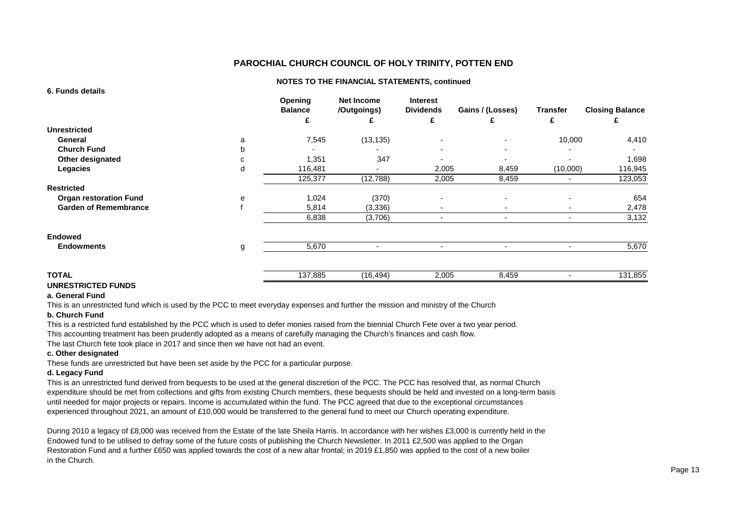## PAROCHIAL CHURCH COUNCIL OF HOLY TRINITY, POTTEN END

### NOTES TO THE FINANCIAL STATEMENTS, continued

**6. Funds details**

| | | Opening Balance | Net Income /Outgoings) | Interest Dividends | Gains / (Losses) | Transfer | Closing Balance |
|---|---|---|---|---|---|---|---|
| | | £ | £ | £ | £ | £ | £ |
| **Unrestricted** | | | | | | | |
| **General** | a | 7,545 | (13,135) | - | - | 10,000 | 4,410 |
| **Church Fund** | b | - | - | - | - | - | - |
| **Other designated** | c | 1,351 | 347 | - | - | - | 1,698 |
| **Legacies** | d | 116,481 | - | 2,005 | 8,459 | (10,000) | 116,945 |
| | | 125,377 | (12,788) | 2,005 | 8,459 | - | 123,053 |
| **Restricted** | | | | | | | |
| **Organ restoration Fund** | e | 1,024 | (370) | - | - | - | 654 |
| **Garden of Remembrance** | f | 5,814 | (3,336) | - | - | - | 2,478 |
| | | 6,838 | (3,706) | - | - | - | 3,132 |
| **Endowed** | | | | | | | |
| **Endowments** | g | 5,670 | - | - | - | - | 5,670 |
| **TOTAL** | | 137,885 | (16,494) | 2,005 | 8,459 | - | 131,855 |

**UNRESTRICTED FUNDS**

**a. General Fund**

This is an unrestricted fund which is used by the PCC to meet everyday expenses and further the mission and ministry of the Church

**b. Church Fund**

This is a restricted fund established by the PCC which is used to defer monies raised from the biennial Church Fete over a two year period.
This accounting treatment has been prudently adopted as a means of carefully managing the Church's finances and cash flow.
The last Church fete took place in 2017 and since then we have not had an event.

**c. Other designated**

These funds are unrestricted but have been set aside by the PCC for a particular purpose.

**d. Legacy Fund**

This is an unrestricted fund derived from bequests to be used at the general discretion of the PCC. The PCC has resolved that, as normal Church expenditure should be met from collections and gifts from existing Church members, these bequests should be held and invested on a long-term basis until needed for major projects or repairs. Income is accumulated within the fund. The PCC agreed that due to the exceptional circumstances experienced throughout 2021, an amount of £10,000 would be transferred to the general fund to meet our Church operating expenditure.

During 2010 a legacy of £8,000 was received from the Estate of the late Sheila Harris. In accordance with her wishes £3,000 is currently held in the Endowed fund to be utilised to defray some of the future costs of publishing the Church Newsletter. In 2011 £2,500 was applied to the Organ Restoration Fund and a further £650 was applied towards the cost of a new altar frontal; in 2019 £1,850 was applied to the cost of a new boiler in the Church.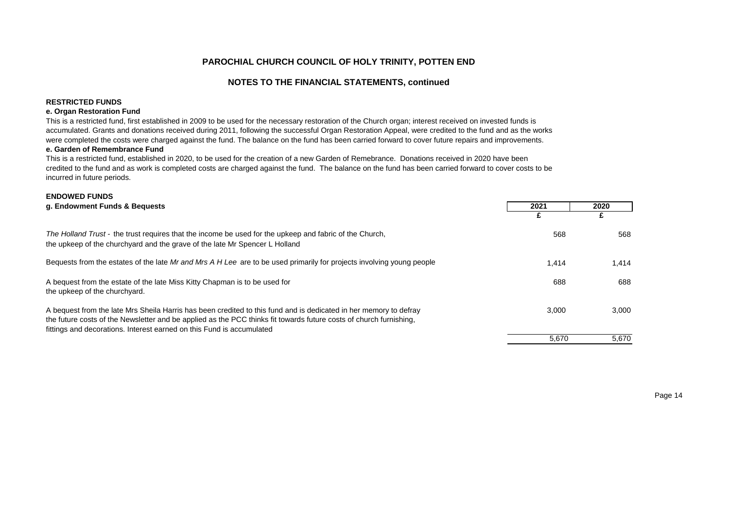# PAROCHIAL CHURCH COUNCIL OF HOLY TRINITY, POTTEN END

## NOTES TO THE FINANCIAL STATEMENTS, continued

**RESTRICTED FUNDS**

**e. Organ Restoration Fund**

This is a restricted fund, first established in 2009 to be used for the necessary restoration of the Church organ; interest received on invested funds is accumulated. Grants and donations received during 2011, following the successful Organ Restoration Appeal, were credited to the fund and as the works were completed the costs were charged against the fund. The balance on the fund has been carried forward to cover future repairs and improvements.

**e. Garden of Remembrance Fund**

This is a restricted fund, established in 2020, to be used for the creation of a new Garden of Remebrance. Donations received in 2020 have been credited to the fund and as work is completed costs are charged against the fund. The balance on the fund has been carried forward to cover costs to be incurred in future periods.

**ENDOWED FUNDS**

| g. Endowment Funds & Bequests | 2021 | 2020 |
|---|---|---|
| | £ | £ |
| *The Holland Trust* - the trust requires that the income be used for the upkeep and fabric of the Church, the upkeep of the churchyard and the grave of the late Mr Spencer L Holland | 568 | 568 |
| Bequests from the estates of the late *Mr and Mrs A H Lee* are to be used primarily for projects involving young people | 1,414 | 1,414 |
| A bequest from the estate of the late Miss Kitty Chapman is to be used for the upkeep of the churchyard. | 688 | 688 |
| A bequest from the late Mrs Sheila Harris has been credited to this fund and is dedicated in her memory to defray the future costs of the Newsletter and be applied as the PCC thinks fit towards future costs of church furnishing, fittings and decorations. Interest earned on this Fund is accumulated | 3,000 | 3,000 |
| | 5,670 | 5,670 |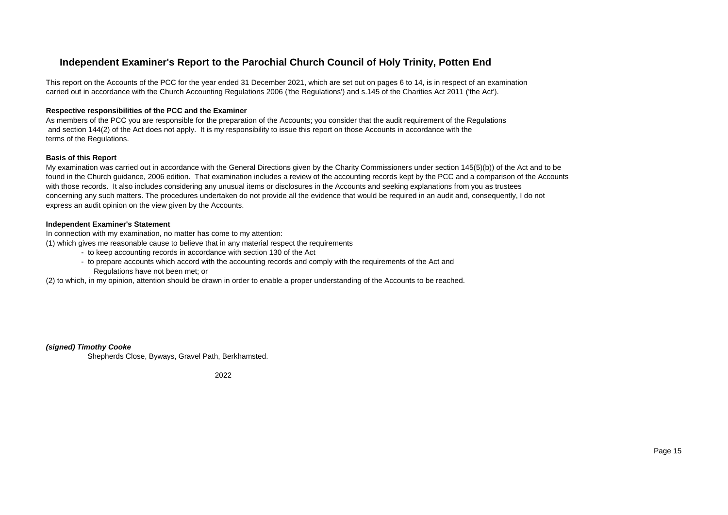## Independent Examiner's Report to the Parochial Church Council of Holy Trinity, Potten End

This report on the Accounts of the PCC for the year ended 31 December 2021, which are set out on pages 6 to 14, is in respect of an examination carried out in accordance with the Church Accounting Regulations 2006 ('the Regulations') and s.145 of the Charities Act 2011 ('the Act').

**Respective responsibilities of the PCC and the Examiner**

As members of the PCC you are responsible for the preparation of the Accounts; you consider that the audit requirement of the Regulations and section 144(2) of the Act does not apply. It is my responsibility to issue this report on those Accounts in accordance with the terms of the Regulations.

**Basis of this Report**

My examination was carried out in accordance with the General Directions given by the Charity Commissioners under section 145(5)(b)) of the Act and to be found in the Church guidance, 2006 edition. That examination includes a review of the accounting records kept by the PCC and a comparison of the Accounts with those records. It also includes considering any unusual items or disclosures in the Accounts and seeking explanations from you as trustees concerning any such matters. The procedures undertaken do not provide all the evidence that would be required in an audit and, consequently, I do not express an audit opinion on the view given by the Accounts.

**Independent Examiner's Statement**

In connection with my examination, no matter has come to my attention:

(1) which gives me reasonable cause to believe that in any material respect the requirements

- to keep accounting records in accordance with section 130 of the Act
- to prepare accounts which accord with the accounting records and comply with the requirements of the Act and Regulations have not been met; or

(2) to which, in my opinion, attention should be drawn in order to enable a proper understanding of the Accounts to be reached.

***(signed) Timothy Cooke***

Shepherds Close, Byways, Gravel Path, Berkhamsted.

2022